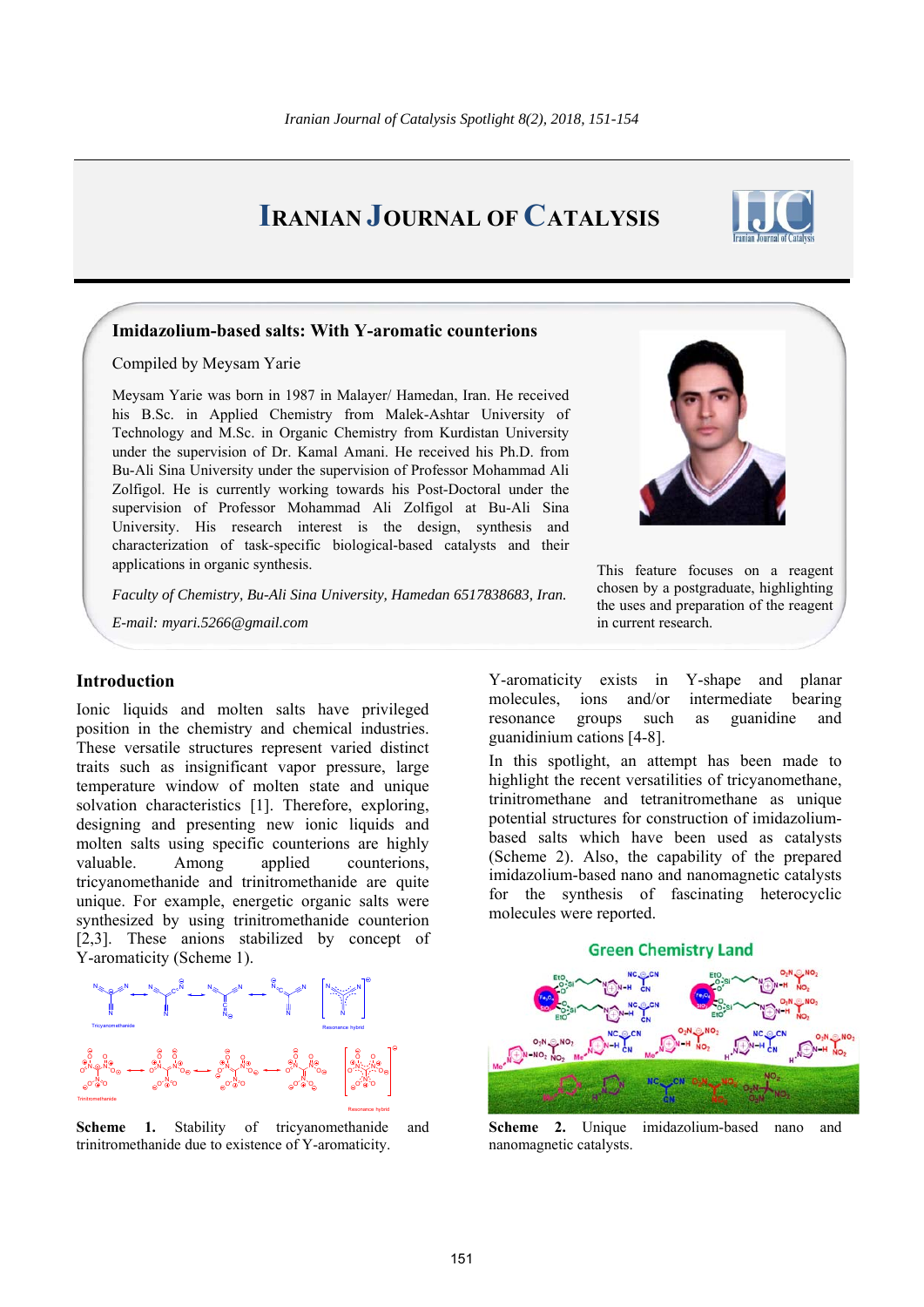# IRANIAN JOURNAL OF CATALYSIS

## Imidazolium-based salts: With Y-aromatic counterions

Compiled by Meysam Yarie

Meysam Yarie was born in 1987 in Malayer/ Hamedan, Iran. He received his B.Sc. in Applied Chemistry from Malek-Ashtar University of Technology and M.Sc. in Organic Chemistry from Kurdistan University under the supervision of Dr. Kamal Amani. He received his Ph.D. from Bu-Ali Sina University under the supervision of Professor Mohammad Ali Zolfigol. He is currently working towards his Post-Doctoral under the supervision of Professor Mohammad Ali Zolfigol at Bu-Ali Sina University. His research interest is the design, synthesis and characterization of task-specific biological-based catalysts and their applications in organic synthesis.

*Faculty of Chemistry, Bu-Ali Sina University, Hamedan 6517838683, Iran.*

*E-mail: myari.5266@gmail.com*

This feature focuses on a reagent chosen by a postgraduate, highlighting the uses and preparation of the reagent in current research.

## Introduction

Ionic liquids and molten salts have privileged position in the chemistry and chemical industries. These versatile structures represent varied distinct traits such as insignificant vapor pressure, large temperature window of molten state and unique solvation characteristics [1]. Therefore, exploring, designing and presenting new ionic liquids and molten salts using specific counterions are highly valuable. Among applied counterions, tricyanomethanide and trinitromethanide are quite unique. For example, energetic organic salts were synthesized by using trinitromethanide counterion [2,3]. These anions stabilized by concept of Y-aromaticity (Scheme 1).

Tricyanomethanide

Resonance hybrid

Trinitromethanide

Resonance hybrid

**Scheme 1.** Stability of tricyanomethanide and trinitromethanide due to existence of Y-aromaticity.

Y-aromaticity exists in Y-shape and planar molecules, ions and/or intermediate bearing resonance groups such as guanidine and guanidinium cations [4-8].

In this spotlight, an attempt has been made to highlight the recent versatilities of tricyanomethane, trinitromethane and tetranitromethane as unique potential structures for construction of imidazolium-based salts which have been used as catalysts (Scheme 2). Also, the capability of the prepared imidazolium-based nano and nanomagnetic catalysts for the synthesis of fascinating heterocyclic molecules were reported.

Green Chemistry Land

**Scheme 2.** Unique imidazolium-based nano and nanomagnetic catalysts.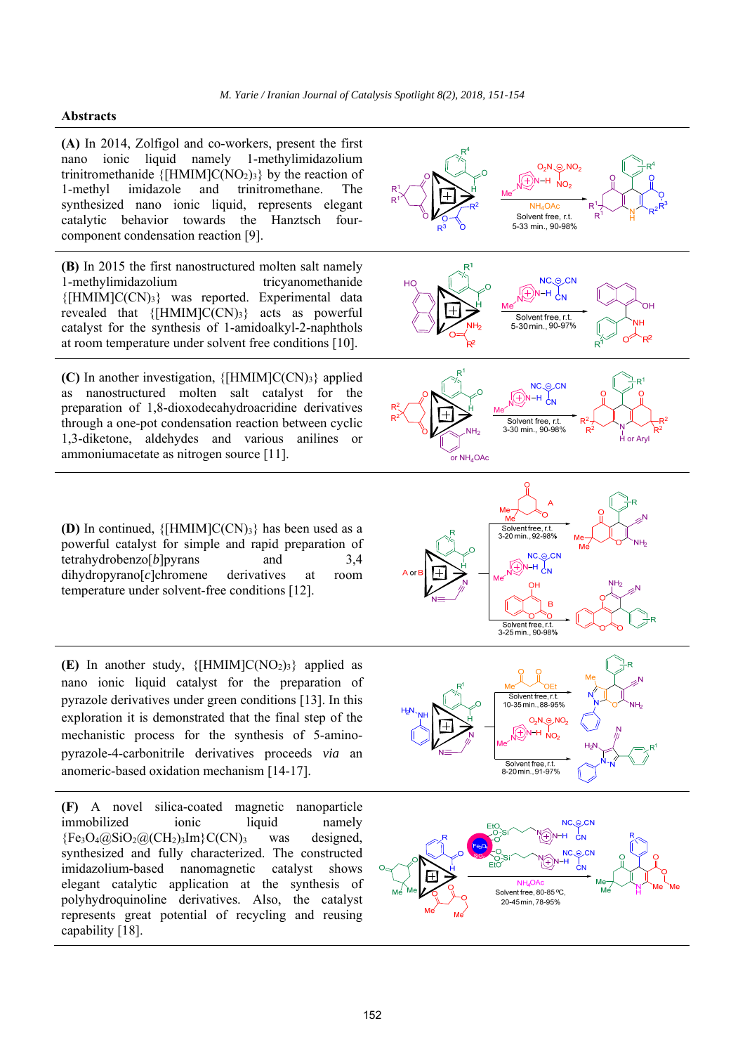### Abstracts

**(A)** In 2014, Zolfigol and co-workers, present the first nano ionic liquid namely 1-methylimidazolium trinitromethanide {[HMIM]C($NO_2$)$_3$} by the reaction of 1-methyl imidazole and trinitromethane. The synthesized nano ionic liquid, represents elegant catalytic behavior towards the Hanztsch four-component condensation reaction [9].

$NH_4OAc$

Solvent free, r.t.

5-33 min., 90-98%

**(B)** In 2015 the first nanostructured molten salt namely 1-methylimidazolium tricyanomethanide {[HMIM]C(CN)$_3$} was reported. Experimental data revealed that {[HMIM]C(CN)$_3$} acts as powerful catalyst for the synthesis of 1-amidoalkyl-2-naphthols at room temperature under solvent free conditions [10].

Solvent free, r.t.

5-30 min., 90-97%

**(C)** In another investigation, {[HMIM]C(CN)$_3$} applied as nanostructured molten salt catalyst for the preparation of 1,8-dioxodecahydroacridine derivatives through a one-pot condensation reaction between cyclic 1,3-diketone, aldehydes and various anilines or ammoniumacetate as nitrogen source [11].

Solvent free, r.t.

3-30 min., 90-98%

or $NH_4OAc$

H or Aryl

**(D)** In continued, {[HMIM]C(CN)$_3$} has been used as a powerful catalyst for simple and rapid preparation of tetrahydrobenzo[*b*]pyrans and 3,4 dihydropyrano[*c*]chromene derivatives at room temperature under solvent-free conditions [12].

A or B

Solvent free, r.t.

3-20 min., 92-98%

Solvent free, r.t.

3-25 min., 90-98%

**(E)** In another study, {[HMIM]C($NO_2$)$_3$} applied as nano ionic liquid catalyst for the preparation of pyrazole derivatives under green conditions [13]. In this exploration it is demonstrated that the final step of the mechanistic process for the synthesis of 5-amino-pyrazole-4-carbonitrile derivatives proceeds *via* an anomeric-based oxidation mechanism [14-17].

Solvent free, r.t.

10-35 min., 88-95%

Solvent free, r.t.

8-20 min., 91-97%

**(F)** A novel silica-coated magnetic nanoparticle immobilized ionic liquid namely {$Fe_3O_4$@$SiO_2$@($CH_2$)$_3$Im}C(CN)$_3$ was designed, synthesized and fully characterized. The constructed imidazolium-based nanomagnetic catalyst shows elegant catalytic application at the synthesis of polyhydroquinoline derivatives. Also, the catalyst represents great potential of recycling and reusing capability [18].

$NH_4OAc$

Solvent free, 80-85 ºC,

20-45 min, 78-95%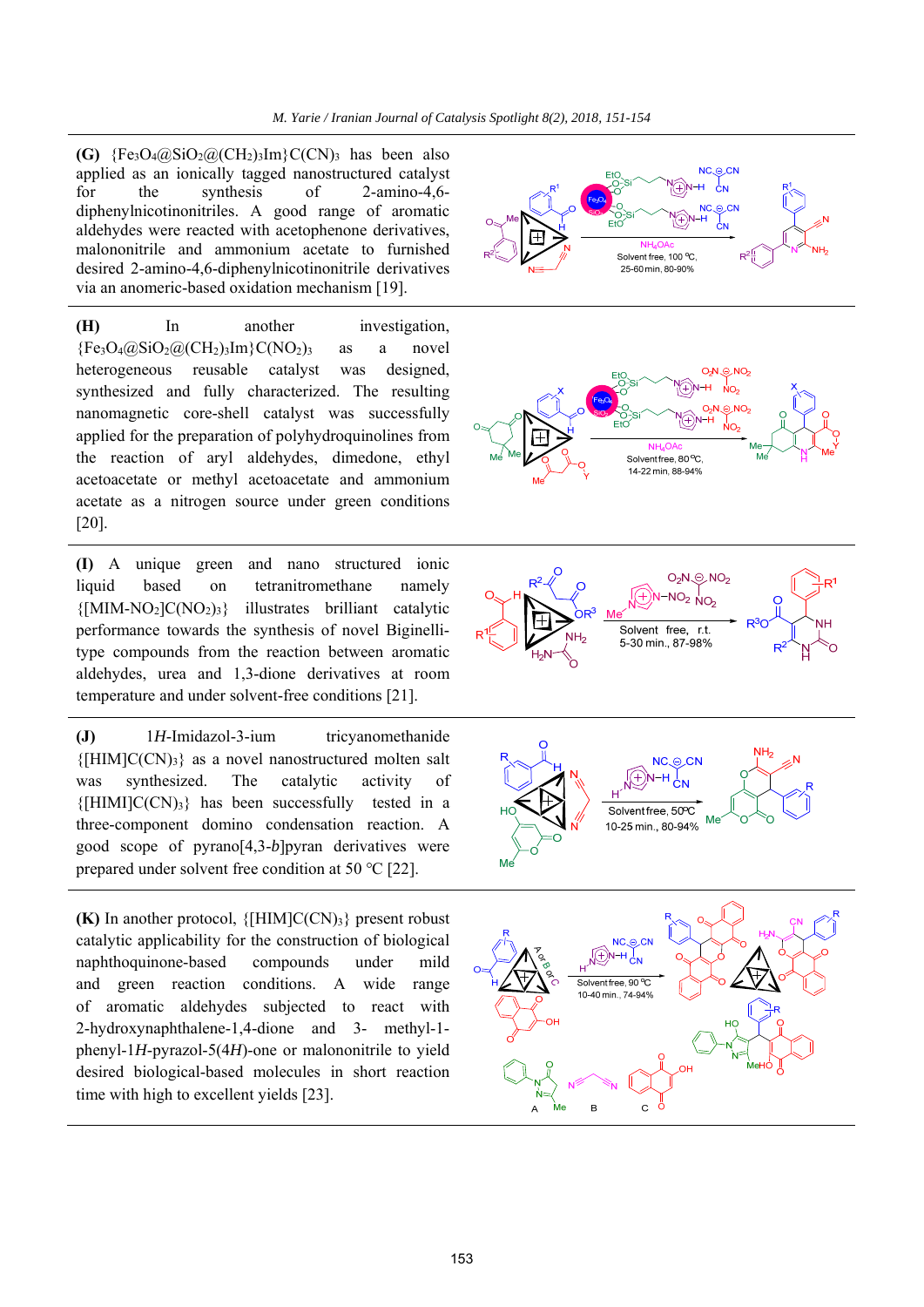**(G)** $\{Fe_3O_4@SiO_2@(CH_2)_3Im\}C(CN)_3$ has been also applied as an ionically tagged nanostructured catalyst for the synthesis of 2-amino-4,6-diphenylnicotinonitriles. A good range of aromatic aldehydes were reacted with acetophenone derivatives, malononitrile and ammonium acetate to furnished desired 2-amino-4,6-diphenylnicotinonitrile derivatives via an anomeric-based oxidation mechanism [19].

$NH_4OAc$
Solvent free, 100 °C,
25-60 min, 80-90%

**(H)** In another investigation, $\{Fe_3O_4@SiO_2@(CH_2)_3Im\}C(NO_2)_3$ as a novel heterogeneous reusable catalyst was designed, synthesized and fully characterized. The resulting nanomagnetic core-shell catalyst was successfully applied for the preparation of polyhydroquinolines from the reaction of aryl aldehydes, dimedone, ethyl acetoacetate or methyl acetoacetate and ammonium acetate as a nitrogen source under green conditions [20].

$NH_4OAc$
Solvent free, 80 °C,
14-22 min, 88-94%

**(I)** A unique green and nano structured ionic liquid based on tetranitromethane namely $\{[MIM-NO_2]C(NO_2)_3\}$ illustrates brilliant catalytic performance towards the synthesis of novel Biginelli-type compounds from the reaction between aromatic aldehydes, urea and 1,3-dione derivatives at room temperature and under solvent-free conditions [21].

Solvent free, r.t.
5-30 min., 87-98%

**(J)** 1*H*-Imidazol-3-ium tricyanomethanide $\{[HIM]C(CN)_3\}$ as a novel nanostructured molten salt was synthesized. The catalytic activity of $\{[HIMI]C(CN)_3\}$ has been successfully tested in a three-component domino condensation reaction. A good scope of pyrano[4,3-*b*]pyran derivatives were prepared under solvent free condition at 50 °C [22].

Solvent free, 50 °C
10-25 min., 80-94%

**(K)** In another protocol, $\{[HIM]C(CN)_3\}$ present robust catalytic applicability for the construction of biological naphthoquinone-based compounds under mild and green reaction conditions. A wide range of aromatic aldehydes subjected to react with 2-hydroxynaphthalene-1,4-dione and 3- methyl-1-phenyl-1*H*-pyrazol-5(4*H*)-one or malononitrile to yield desired biological-based molecules in short reaction time with high to excellent yields [23].

Solvent free, 90 °C
10-40 min., 74-94%

A B C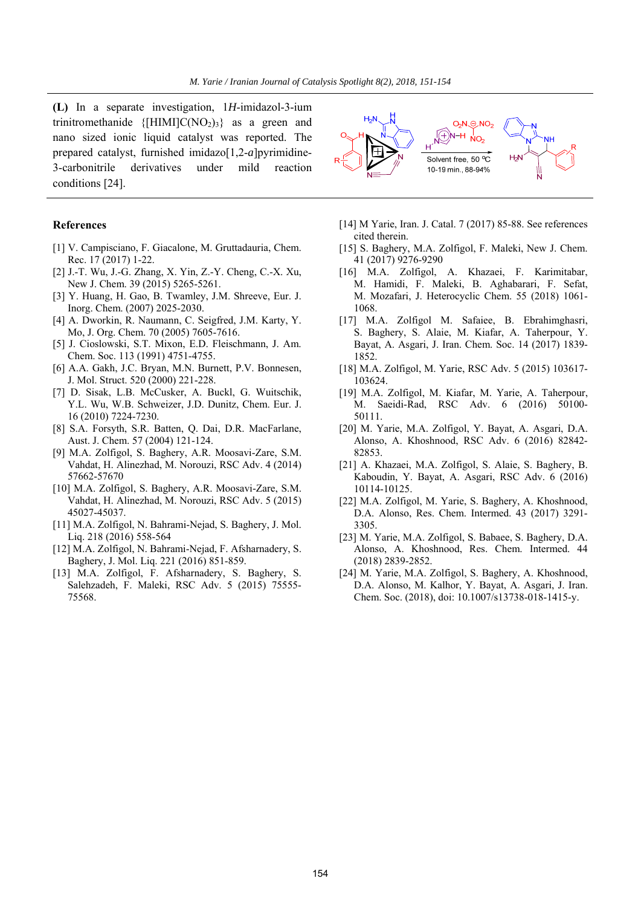**(L)** In a separate investigation, 1*H*-imidazol-3-ium trinitromethanide {[HIMI]C($NO_2$)$_3$} as a green and nano sized ionic liquid catalyst was reported. The prepared catalyst, furnished imidazo[1,2-*a*]pyrimidine-3-carbonitrile derivatives under mild reaction conditions [24].

Solvent free, 50 ºC
10-19 min., 88-94%

## References

[1] V. Campisciano, F. Giacalone, M. Gruttadauria, Chem. Rec. 17 (2017) 1-22.

[2] J.-T. Wu, J.-G. Zhang, X. Yin, Z.-Y. Cheng, C.-X. Xu, New J. Chem. 39 (2015) 5265-5261.

[3] Y. Huang, H. Gao, B. Twamley, J.M. Shreeve, Eur. J. Inorg. Chem. (2007) 2025-2030.

[4] A. Dworkin, R. Naumann, C. Seigfred, J.M. Karty, Y. Mo, J. Org. Chem. 70 (2005) 7605-7616.

[5] J. Cioslowski, S.T. Mixon, E.D. Fleischmann, J. Am. Chem. Soc. 113 (1991) 4751-4755.

[6] A.A. Gakh, J.C. Bryan, M.N. Burnett, P.V. Bonnesen, J. Mol. Struct. 520 (2000) 221-228.

[7] D. Sisak, L.B. McCusker, A. Buckl, G. Wuitschik, Y.L. Wu, W.B. Schweizer, J.D. Dunitz, Chem. Eur. J. 16 (2010) 7224-7230.

[8] S.A. Forsyth, S.R. Batten, Q. Dai, D.R. MacFarlane, Aust. J. Chem. 57 (2004) 121-124.

[9] M.A. Zolfigol, S. Baghery, A.R. Moosavi-Zare, S.M. Vahdat, H. Alinezhad, M. Norouzi, RSC Adv. 4 (2014) 57662-57670

[10] M.A. Zolfigol, S. Baghery, A.R. Moosavi-Zare, S.M. Vahdat, H. Alinezhad, M. Norouzi, RSC Adv. 5 (2015) 45027-45037.

[11] M.A. Zolfigol, N. Bahrami-Nejad, S. Baghery, J. Mol. Liq. 218 (2016) 558-564

[12] M.A. Zolfigol, N. Bahrami-Nejad, F. Afsharnadery, S. Baghery, J. Mol. Liq. 221 (2016) 851-859.

[13] M.A. Zolfigol, F. Afsharnadery, S. Baghery, S. Salehzadeh, F. Maleki, RSC Adv. 5 (2015) 75555-75568.

[14] M Yarie, Iran. J. Catal. 7 (2017) 85-88. See references cited therein.

[15] S. Baghery, M.A. Zolfigol, F. Maleki, New J. Chem. 41 (2017) 9276-9290

[16] M.A. Zolfigol, A. Khazaei, F. Karimitabar, M. Hamidi, F. Maleki, B. Aghabarari, F. Sefat, M. Mozafari, J. Heterocyclic Chem. 55 (2018) 1061-1068.

[17] M.A. Zolfigol M. Safaiee, B. Ebrahimghasri, S. Baghery, S. Alaie, M. Kiafar, A. Taherpour, Y. Bayat, A. Asgari, J. Iran. Chem. Soc. 14 (2017) 1839-1852.

[18] M.A. Zolfigol, M. Yarie, RSC Adv. 5 (2015) 103617-103624.

[19] M.A. Zolfigol, M. Kiafar, M. Yarie, A. Taherpour, M. Saeidi-Rad, RSC Adv. 6 (2016) 50100-50111.

[20] M. Yarie, M.A. Zolfigol, Y. Bayat, A. Asgari, D.A. Alonso, A. Khoshnood, RSC Adv. 6 (2016) 82842-82853.

[21] A. Khazaei, M.A. Zolfigol, S. Alaie, S. Baghery, B. Kaboudin, Y. Bayat, A. Asgari, RSC Adv. 6 (2016) 10114-10125.

[22] M.A. Zolfigol, M. Yarie, S. Baghery, A. Khoshnood, D.A. Alonso, Res. Chem. Intermed. 43 (2017) 3291-3305.

[23] M. Yarie, M.A. Zolfigol, S. Babaee, S. Baghery, D.A. Alonso, A. Khoshnood, Res. Chem. Intermed. 44 (2018) 2839-2852.

[24] M. Yarie, M.A. Zolfigol, S. Baghery, A. Khoshnood, D.A. Alonso, M. Kalhor, Y. Bayat, A. Asgari, J. Iran. Chem. Soc. (2018), doi: 10.1007/s13738-018-1415-y.